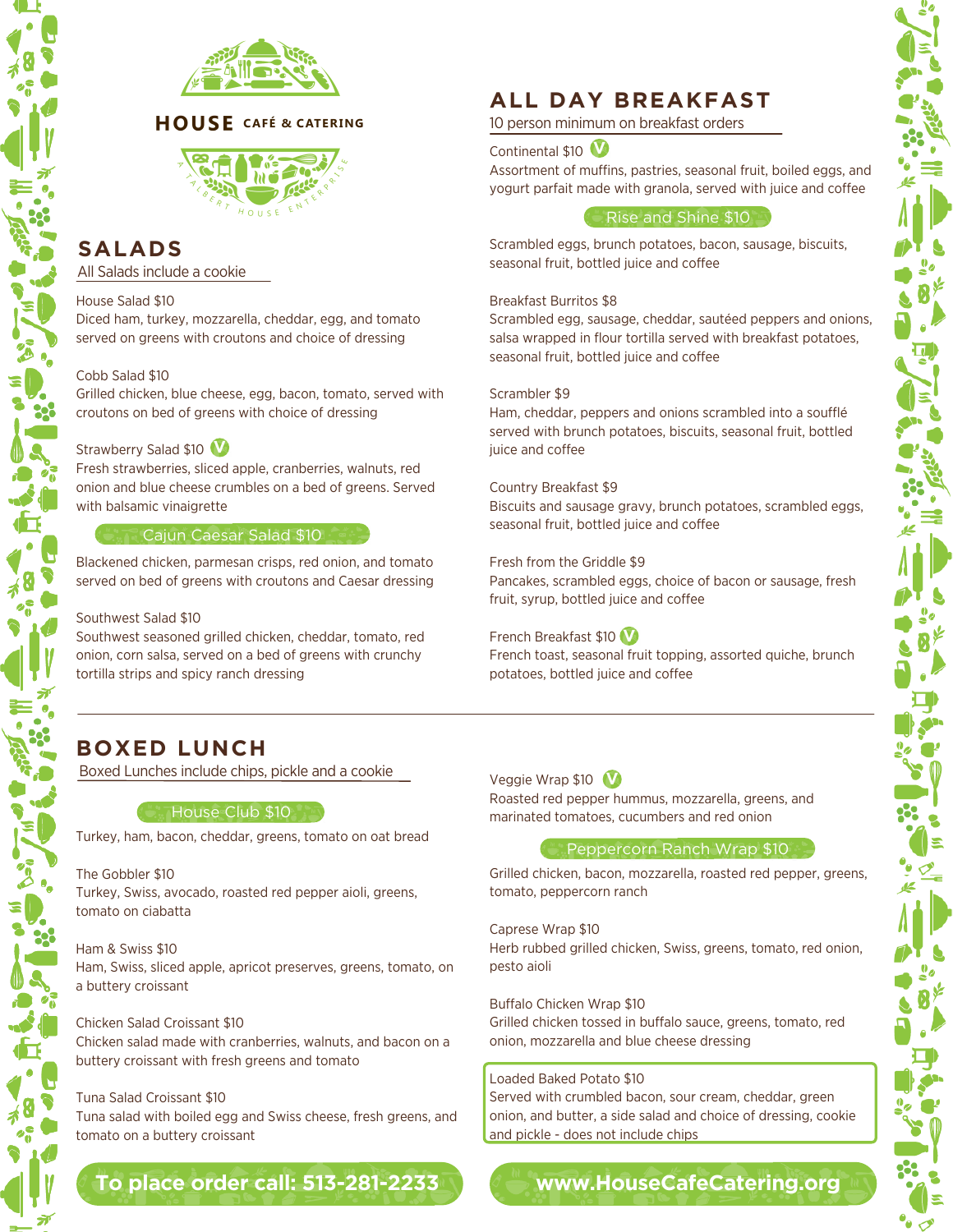# HOUSE CAFÉ & CATERING

A TALBERT HOUSE ENTERPRISE

## SALADS

All Salads include a cookie

House Salad $10
Diced ham, turkey, mozzarella, cheddar, egg, and tomato served on greens with croutons and choice of dressing

Cobb Salad $10
Grilled chicken, blue cheese, egg, bacon, tomato, served with croutons on bed of greens with choice of dressing

Strawberry Salad $10 (V)
Fresh strawberries, sliced apple, cranberries, walnuts, red onion and blue cheese crumbles on a bed of greens. Served with balsamic vinaigrette

**Cajun Caesar Salad $10**
Blackened chicken, parmesan crisps, red onion, and tomato served on bed of greens with croutons and Caesar dressing

Southwest Salad $10
Southwest seasoned grilled chicken, cheddar, tomato, red onion, corn salsa, served on a bed of greens with crunchy tortilla strips and spicy ranch dressing

## ALL DAY BREAKFAST

10 person minimum on breakfast orders

Continental $10 (V)
Assortment of muffins, pastries, seasonal fruit, boiled eggs, and yogurt parfait made with granola, served with juice and coffee

**Rise and Shine $10**
Scrambled eggs, brunch potatoes, bacon, sausage, biscuits, seasonal fruit, bottled juice and coffee

Breakfast Burritos $8
Scrambled egg, sausage, cheddar, sautéed peppers and onions, salsa wrapped in flour tortilla served with breakfast potatoes, seasonal fruit, bottled juice and coffee

Scrambler $9
Ham, cheddar, peppers and onions scrambled into a soufflé served with brunch potatoes, biscuits, seasonal fruit, bottled juice and coffee

Country Breakfast $9
Biscuits and sausage gravy, brunch potatoes, scrambled eggs, seasonal fruit, bottled juice and coffee

Fresh from the Griddle $9
Pancakes, scrambled eggs, choice of bacon or sausage, fresh fruit, syrup, bottled juice and coffee

French Breakfast $10 (V)
French toast, seasonal fruit topping, assorted quiche, brunch potatoes, bottled juice and coffee

## BOXED LUNCH

Boxed Lunches include chips, pickle and a cookie

**House Club $10**
Turkey, ham, bacon, cheddar, greens, tomato on oat bread

The Gobbler $10
Turkey, Swiss, avocado, roasted red pepper aioli, greens, tomato on ciabatta

Ham & Swiss $10
Ham, Swiss, sliced apple, apricot preserves, greens, tomato, on a buttery croissant

Chicken Salad Croissant $10
Chicken salad made with cranberries, walnuts, and bacon on a buttery croissant with fresh greens and tomato

Tuna Salad Croissant $10
Tuna salad with boiled egg and Swiss cheese, fresh greens, and tomato on a buttery croissant

Veggie Wrap $10 (V)
Roasted red pepper hummus, mozzarella, greens, and marinated tomatoes, cucumbers and red onion

**Peppercorn Ranch Wrap $10**
Grilled chicken, bacon, mozzarella, roasted red pepper, greens, tomato, peppercorn ranch

Caprese Wrap $10
Herb rubbed grilled chicken, Swiss, greens, tomato, red onion, pesto aioli

Buffalo Chicken Wrap $10
Grilled chicken tossed in buffalo sauce, greens, tomato, red onion, mozzarella and blue cheese dressing

Loaded Baked Potato $10
Served with crumbled bacon, sour cream, cheddar, green onion, and butter, a side salad and choice of dressing, cookie and pickle - does not include chips

**To place order call: 513-281-2233**

**www.HouseCafeCatering.org**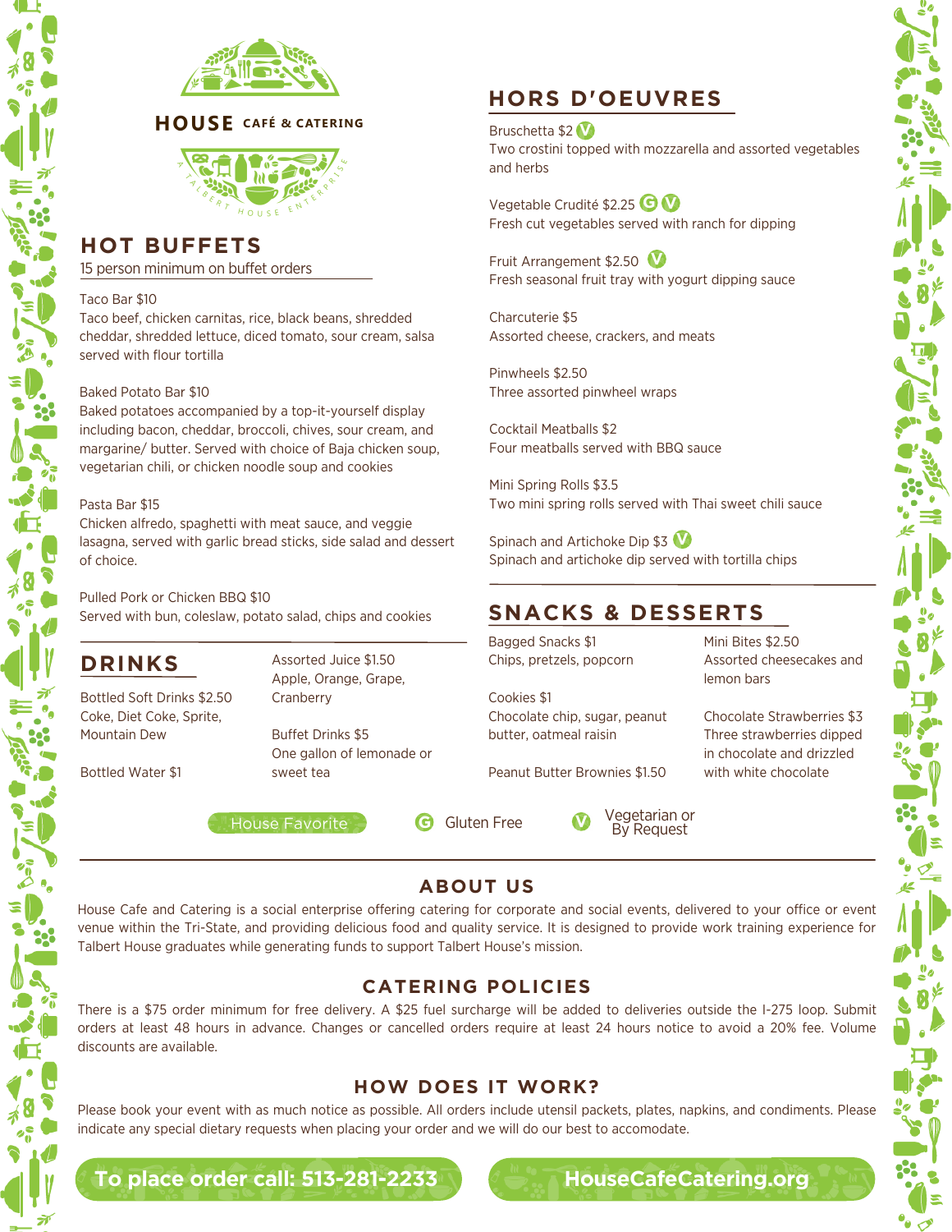**HOUSE** CAFÉ & CATERING

A TALBERT HOUSE ENTERPRISE

## HOT BUFFETS

15 person minimum on buffet orders

Taco Bar $10
Taco beef, chicken carnitas, rice, black beans, shredded cheddar, shredded lettuce, diced tomato, sour cream, salsa served with flour tortilla

Baked Potato Bar $10
Baked potatoes accompanied by a top-it-yourself display including bacon, cheddar, broccoli, chives, sour cream, and margarine/ butter. Served with choice of Baja chicken soup, vegetarian chili, or chicken noodle soup and cookies

Pasta Bar $15
Chicken alfredo, spaghetti with meat sauce, and veggie lasagna, served with garlic bread sticks, side salad and dessert of choice.

Pulled Pork or Chicken BBQ $10
Served with bun, coleslaw, potato salad, chips and cookies

## DRINKS

Bottled Soft Drinks $2.50
Coke, Diet Coke, Sprite, Mountain Dew

Bottled Water $1

Assorted Juice $1.50
Apple, Orange, Grape, Cranberry

Buffet Drinks $5
One gallon of lemonade or sweet tea

## HORS D'OEUVRES

Bruschetta $2 (V)
Two crostini topped with mozzarella and assorted vegetables and herbs

Vegetable Crudité $2.25 (G) (V)
Fresh cut vegetables served with ranch for dipping

Fruit Arrangement $2.50 (V)
Fresh seasonal fruit tray with yogurt dipping sauce

Charcuterie $5
Assorted cheese, crackers, and meats

Pinwheels $2.50
Three assorted pinwheel wraps

Cocktail Meatballs $2
Four meatballs served with BBQ sauce

Mini Spring Rolls $3.5
Two mini spring rolls served with Thai sweet chili sauce

Spinach and Artichoke Dip $3 (V)
Spinach and artichoke dip served with tortilla chips

## SNACKS & DESSERTS

Bagged Snacks $1
Chips, pretzels, popcorn

Cookies $1
Chocolate chip, sugar, peanut butter, oatmeal raisin

Peanut Butter Brownies $1.50

Mini Bites $2.50
Assorted cheesecakes and lemon bars

Chocolate Strawberries $3
Three strawberries dipped in chocolate and drizzled with white chocolate

House Favorite | (G) Gluten Free | (V) Vegetarian or By Request

## ABOUT US

House Cafe and Catering is a social enterprise offering catering for corporate and social events, delivered to your office or event venue within the Tri-State, and providing delicious food and quality service. It is designed to provide work training experience for Talbert House graduates while generating funds to support Talbert House's mission.

## CATERING POLICIES

There is a $75 order minimum for free delivery. A $25 fuel surcharge will be added to deliveries outside the I-275 loop. Submit orders at least 48 hours in advance. Changes or cancelled orders require at least 24 hours notice to avoid a 20% fee. Volume discounts are available.

## HOW DOES IT WORK?

Please book your event with as much notice as possible. All orders include utensil packets, plates, napkins, and condiments. Please indicate any special dietary requests when placing your order and we will do our best to accomodate.

**To place order call: 513-281-2233**

**HouseCafeCatering.org**